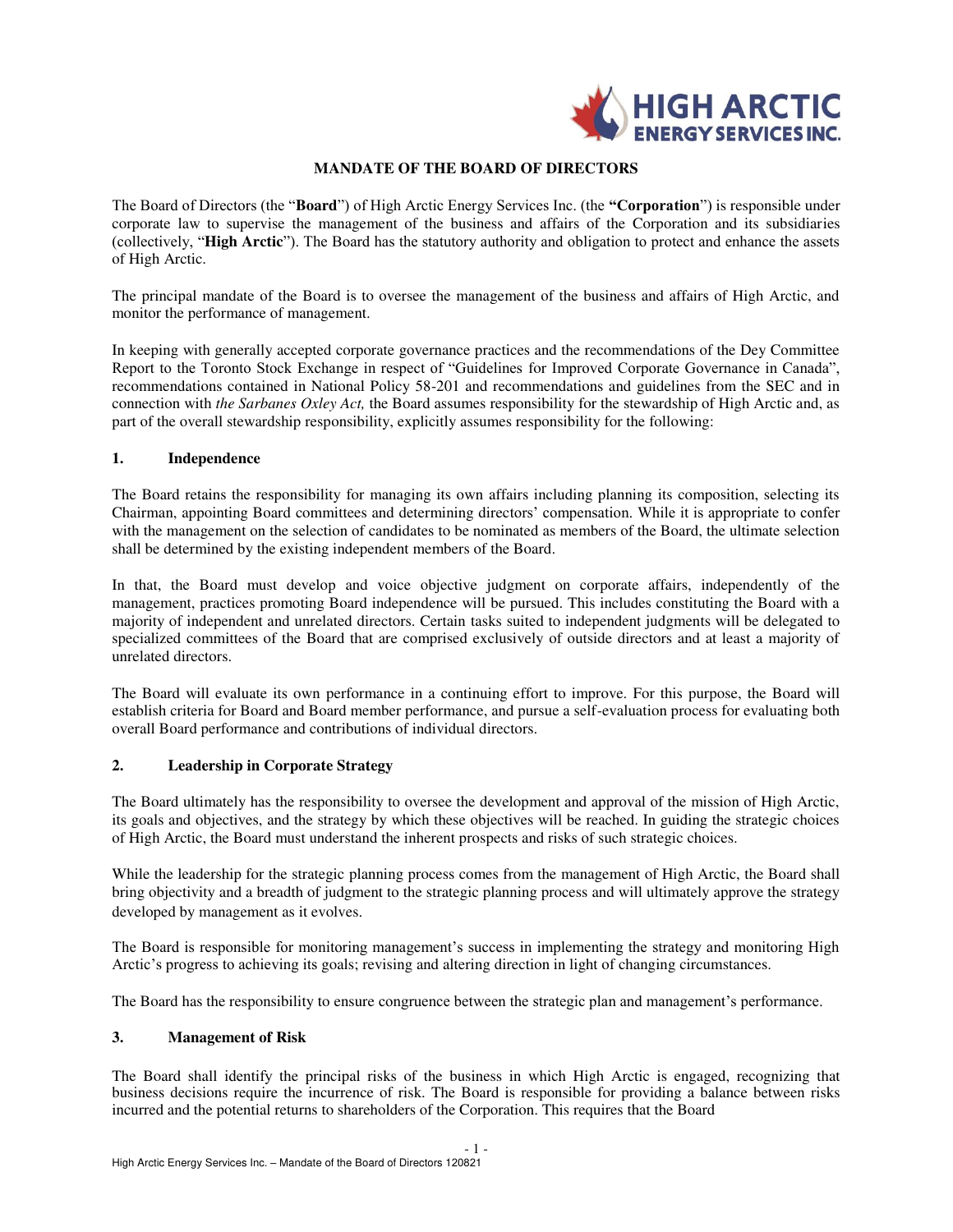# MANDATE OF THE BOARD OF DIRECTORS

The Board of Directors (the "**Board**") of High Arctic Energy Services Inc. (the **"Corporation**") is responsible under corporate law to supervise the management of the business and affairs of the Corporation and its subsidiaries (collectively, "**High Arctic**"). The Board has the statutory authority and obligation to protect and enhance the assets of High Arctic.

The principal mandate of the Board is to oversee the management of the business and affairs of High Arctic, and monitor the performance of management.

In keeping with generally accepted corporate governance practices and the recommendations of the Dey Committee Report to the Toronto Stock Exchange in respect of "Guidelines for Improved Corporate Governance in Canada", recommendations contained in National Policy 58-201 and recommendations and guidelines from the SEC and in connection with *the Sarbanes Oxley Act,* the Board assumes responsibility for the stewardship of High Arctic and, as part of the overall stewardship responsibility, explicitly assumes responsibility for the following:

## 1. Independence

The Board retains the responsibility for managing its own affairs including planning its composition, selecting its Chairman, appointing Board committees and determining directors' compensation. While it is appropriate to confer with the management on the selection of candidates to be nominated as members of the Board, the ultimate selection shall be determined by the existing independent members of the Board.

In that, the Board must develop and voice objective judgment on corporate affairs, independently of the management, practices promoting Board independence will be pursued. This includes constituting the Board with a majority of independent and unrelated directors. Certain tasks suited to independent judgments will be delegated to specialized committees of the Board that are comprised exclusively of outside directors and at least a majority of unrelated directors.

The Board will evaluate its own performance in a continuing effort to improve. For this purpose, the Board will establish criteria for Board and Board member performance, and pursue a self-evaluation process for evaluating both overall Board performance and contributions of individual directors.

## 2. Leadership in Corporate Strategy

The Board ultimately has the responsibility to oversee the development and approval of the mission of High Arctic, its goals and objectives, and the strategy by which these objectives will be reached. In guiding the strategic choices of High Arctic, the Board must understand the inherent prospects and risks of such strategic choices.

While the leadership for the strategic planning process comes from the management of High Arctic, the Board shall bring objectivity and a breadth of judgment to the strategic planning process and will ultimately approve the strategy developed by management as it evolves.

The Board is responsible for monitoring management's success in implementing the strategy and monitoring High Arctic's progress to achieving its goals; revising and altering direction in light of changing circumstances.

The Board has the responsibility to ensure congruence between the strategic plan and management's performance.

## 3. Management of Risk

The Board shall identify the principal risks of the business in which High Arctic is engaged, recognizing that business decisions require the incurrence of risk. The Board is responsible for providing a balance between risks incurred and the potential returns to shareholders of the Corporation. This requires that the Board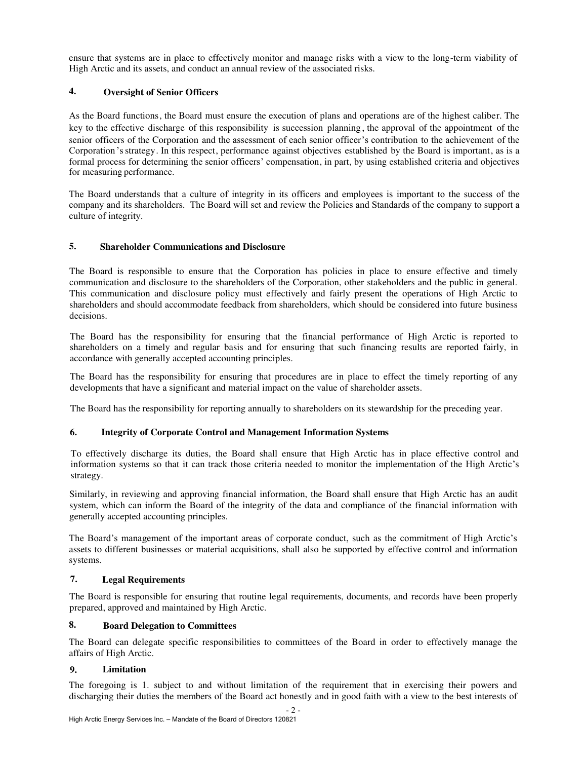ensure that systems are in place to effectively monitor and manage risks with a view to the long-term viability of High Arctic and its assets, and conduct an annual review of the associated risks.

## 4. Oversight of Senior Officers

As the Board functions, the Board must ensure the execution of plans and operations are of the highest caliber. The key to the effective discharge of this responsibility is succession planning, the approval of the appointment of the senior officers of the Corporation and the assessment of each senior officer's contribution to the achievement of the Corporation's strategy. In this respect, performance against objectives established by the Board is important, as is a formal process for determining the senior officers' compensation, in part, by using established criteria and objectives for measuring performance.

The Board understands that a culture of integrity in its officers and employees is important to the success of the company and its shareholders. The Board will set and review the Policies and Standards of the company to support a culture of integrity.

## 5. Shareholder Communications and Disclosure

The Board is responsible to ensure that the Corporation has policies in place to ensure effective and timely communication and disclosure to the shareholders of the Corporation, other stakeholders and the public in general. This communication and disclosure policy must effectively and fairly present the operations of High Arctic to shareholders and should accommodate feedback from shareholders, which should be considered into future business decisions.

The Board has the responsibility for ensuring that the financial performance of High Arctic is reported to shareholders on a timely and regular basis and for ensuring that such financing results are reported fairly, in accordance with generally accepted accounting principles.

The Board has the responsibility for ensuring that procedures are in place to effect the timely reporting of any developments that have a significant and material impact on the value of shareholder assets.

The Board has the responsibility for reporting annually to shareholders on its stewardship for the preceding year.

## 6. Integrity of Corporate Control and Management Information Systems

To effectively discharge its duties, the Board shall ensure that High Arctic has in place effective control and information systems so that it can track those criteria needed to monitor the implementation of the High Arctic's strategy.

Similarly, in reviewing and approving financial information, the Board shall ensure that High Arctic has an audit system, which can inform the Board of the integrity of the data and compliance of the financial information with generally accepted accounting principles.

The Board's management of the important areas of corporate conduct, such as the commitment of High Arctic's assets to different businesses or material acquisitions, shall also be supported by effective control and information systems.

## 7. Legal Requirements

The Board is responsible for ensuring that routine legal requirements, documents, and records have been properly prepared, approved and maintained by High Arctic.

## 8. Board Delegation to Committees

The Board can delegate specific responsibilities to committees of the Board in order to effectively manage the affairs of High Arctic.

## 9. Limitation

The foregoing is 1. subject to and without limitation of the requirement that in exercising their powers and discharging their duties the members of the Board act honestly and in good faith with a view to the best interests of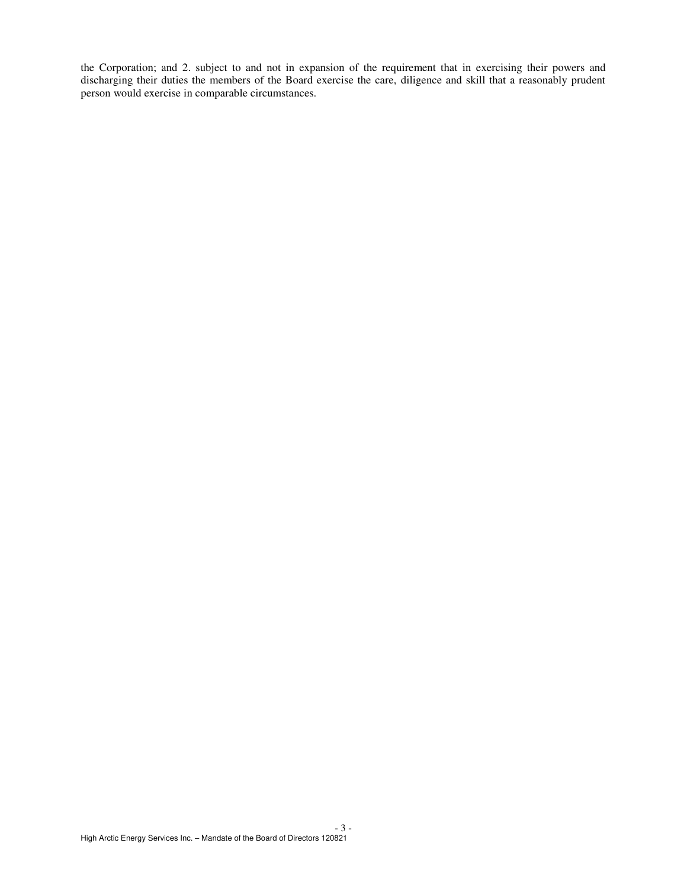the Corporation; and 2. subject to and not in expansion of the requirement that in exercising their powers and discharging their duties the members of the Board exercise the care, diligence and skill that a reasonably prudent person would exercise in comparable circumstances.